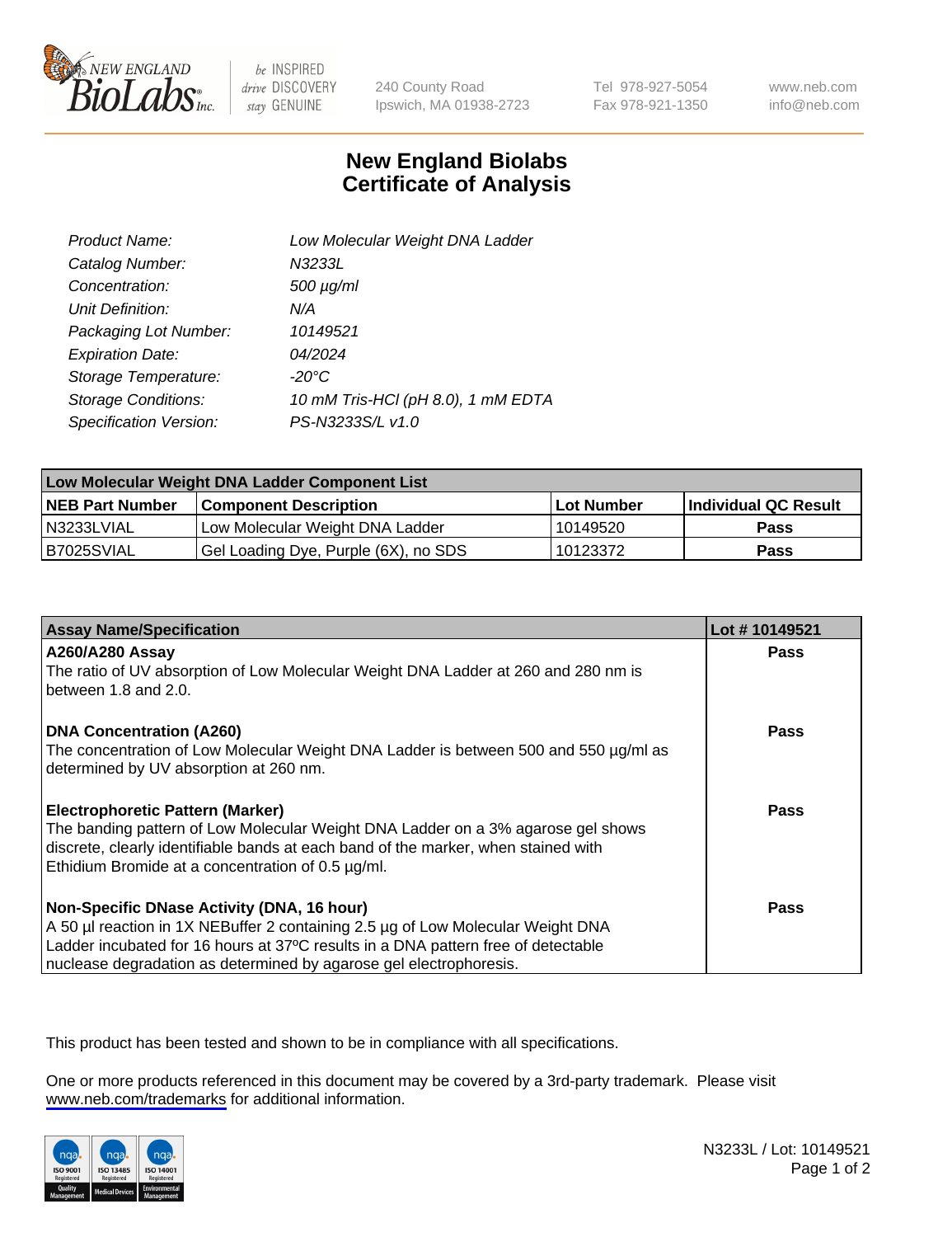# New England Biolabs Certificate of Analysis

| | |
|---|---|
| *Product Name:* | *Low Molecular Weight DNA Ladder* |
| *Catalog Number:* | *N3233L* |
| *Concentration:* | *500 µg/ml* |
| *Unit Definition:* | *N/A* |
| *Packaging Lot Number:* | *10149521* |
| *Expiration Date:* | *04/2024* |
| *Storage Temperature:* | *-20°C* |
| *Storage Conditions:* | *10 mM Tris-HCl (pH 8.0), 1 mM EDTA* |
| *Specification Version:* | *PS-N3233S/L v1.0* |

| Low Molecular Weight DNA Ladder Component List | | | |
|---|---|---|---|
| **NEB Part Number** | **Component Description** | **Lot Number** | **Individual QC Result** |
| N3233LVIAL | Low Molecular Weight DNA Ladder | 10149520 | **Pass** |
| B7025SVIAL | Gel Loading Dye, Purple (6X), no SDS | 10123372 | **Pass** |

| Assay Name/Specification | Lot # 10149521 |
|---|---|
| **A260/A280 Assay**<br>The ratio of UV absorption of Low Molecular Weight DNA Ladder at 260 and 280 nm is between 1.8 and 2.0. | **Pass** |
| **DNA Concentration (A260)**<br>The concentration of Low Molecular Weight DNA Ladder is between 500 and 550 µg/ml as determined by UV absorption at 260 nm. | **Pass** |
| **Electrophoretic Pattern (Marker)**<br>The banding pattern of Low Molecular Weight DNA Ladder on a 3% agarose gel shows discrete, clearly identifiable bands at each band of the marker, when stained with Ethidium Bromide at a concentration of 0.5 µg/ml. | **Pass** |
| **Non-Specific DNase Activity (DNA, 16 hour)**<br>A 50 µl reaction in 1X NEBuffer 2 containing 2.5 µg of Low Molecular Weight DNA Ladder incubated for 16 hours at 37ºC results in a DNA pattern free of detectable nuclease degradation as determined by agarose gel electrophoresis. | **Pass** |

This product has been tested and shown to be in compliance with all specifications.

One or more products referenced in this document may be covered by a 3rd-party trademark. Please visit www.neb.com/trademarks for additional information.

N3233L / Lot: 10149521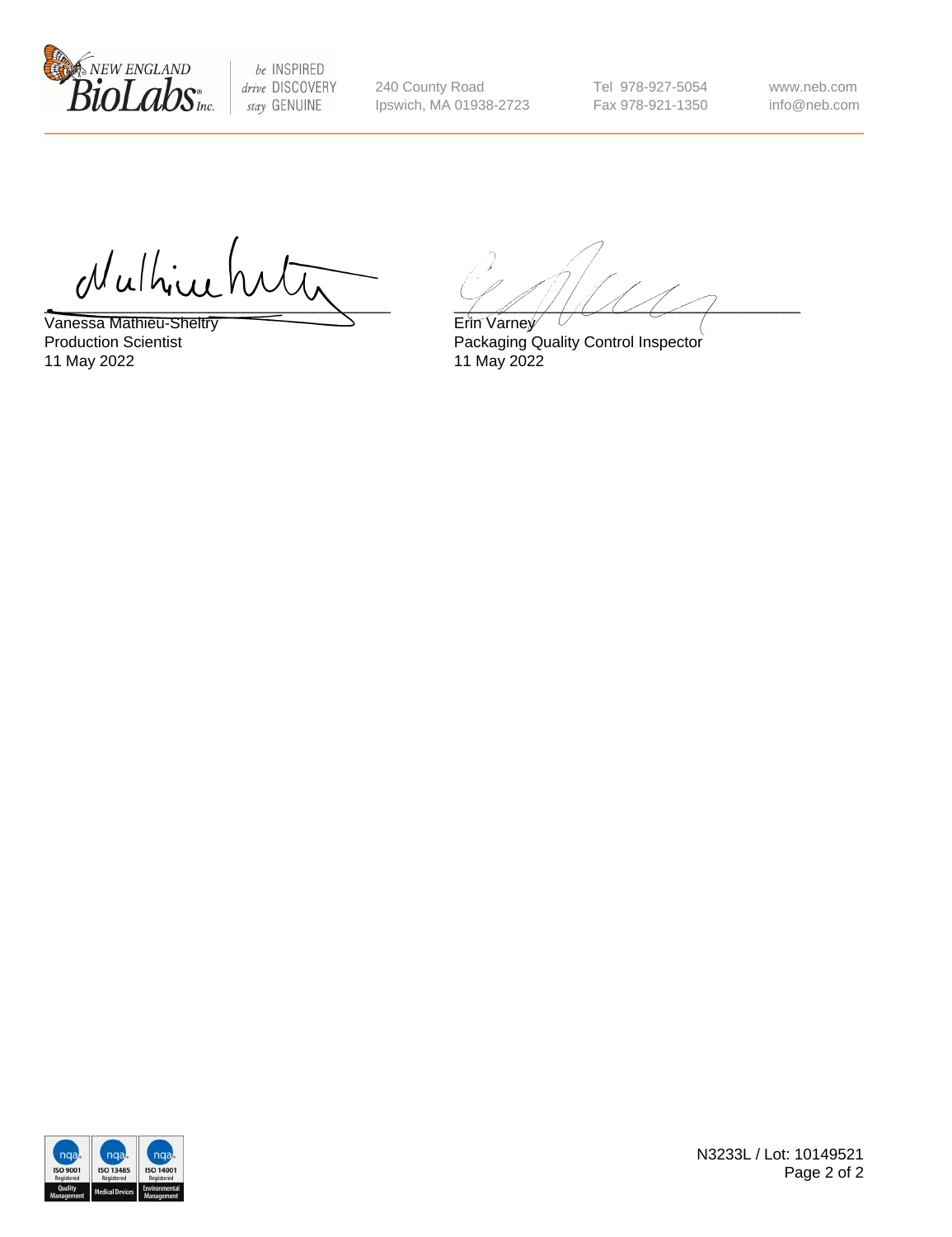Vanessa Mathieu-Sheltry
Production Scientist
11 May 2022

Erin Varney
Packaging Quality Control Inspector
11 May 2022

N3233L / Lot: 10149521